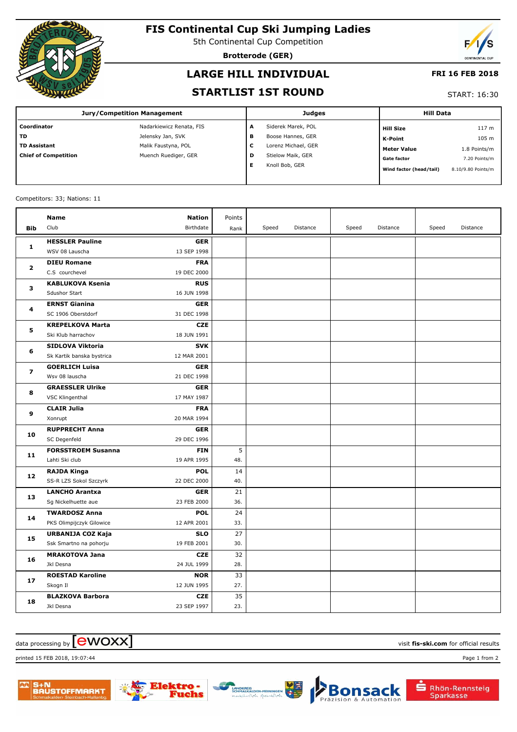# FIS Continental Cup Ski Jumping Ladies

5th Continental Cup Competition

**Brotterode (GER)**

## LARGE HILL INDIVIDUAL

## STARTLIST 1ST ROUND

**FRI 16 FEB 2018**

START: 16:30

| Jury/Competition Management | | Judges | | Hill Data | |
|---|---|---|---|---|---|
| **Coordinator** | Nadarkiewicz Renata, FIS | **A** | Siderek Marek, POL | **Hill Size** | 117 m |
| **TD** | Jelensky Jan, SVK | **B** | Boose Hannes, GER | **K-Point** | 105 m |
| **TD Assistant** | Malik Faustyna, POL | **C** | Lorenz Michael, GER | **Meter Value** | 1.8 Points/m |
| **Chief of Competition** | Muench Ruediger, GER | **D** | Stielow Maik, GER | **Gate factor** | 7.20 Points/m |
| | | **E** | Knoll Bob, GER | **Wind factor (head/tail)** | 8.10/9.80 Points/m |

Competitors: 33; Nations: 11

| Bib | Name / Club | Nation / Birthdate | Points / Rank | Speed | Distance | Speed | Distance | Speed | Distance |
|---|---|---|---|---|---|---|---|---|---|
| 1 | **HESSLER Pauline**<br>WSV 08 Lauscha | **GER**<br>13 SEP 1998 | | | | | | | |
| 2 | **DIEU Romane**<br>C.S courchevel | **FRA**<br>19 DEC 2000 | | | | | | | |
| 3 | **KABLUKOVA Ksenia**<br>Sdushor Start | **RUS**<br>16 JUN 1998 | | | | | | | |
| 4 | **ERNST Gianina**<br>SC 1906 Oberstdorf | **GER**<br>31 DEC 1998 | | | | | | | |
| 5 | **KREPELKOVA Marta**<br>Ski Klub harrachov | **CZE**<br>18 JUN 1991 | | | | | | | |
| 6 | **SIDLOVA Viktoria**<br>Sk Kartik banska bystrica | **SVK**<br>12 MAR 2001 | | | | | | | |
| 7 | **GOERLICH Luisa**<br>Wsv 08 lauscha | **GER**<br>21 DEC 1998 | | | | | | | |
| 8 | **GRAESSLER Ulrike**<br>VSC Klingenthal | **GER**<br>17 MAY 1987 | | | | | | | |
| 9 | **CLAIR Julia**<br>Xonrupt | **FRA**<br>20 MAR 1994 | | | | | | | |
| 10 | **RUPPRECHT Anna**<br>SC Degenfeld | **GER**<br>29 DEC 1996 | | | | | | | |
| 11 | **FORSSTROEM Susanna**<br>Lahti Ski club | **FIN**<br>19 APR 1995 | 5<br>48. | | | | | | |
| 12 | **RAJDA Kinga**<br>SS-R LZS Sokol Szczyrk | **POL**<br>22 DEC 2000 | 14<br>40. | | | | | | |
| 13 | **LANCHO Arantxa**<br>Sg Nickelhuette aue | **GER**<br>23 FEB 2000 | 21<br>36. | | | | | | |
| 14 | **TWARDOSZ Anna**<br>PKS Olimpijczyk Gilowice | **POL**<br>12 APR 2001 | 24<br>33. | | | | | | |
| 15 | **URBANIJA COZ Kaja**<br>Ssk Smartno na pohorju | **SLO**<br>19 FEB 2001 | 27<br>30. | | | | | | |
| 16 | **MRAKOTOVA Jana**<br>Jkl Desna | **CZE**<br>24 JUL 1999 | 32<br>28. | | | | | | |
| 17 | **ROESTAD Karoline**<br>Skogn Il | **NOR**<br>12 JUN 1995 | 33<br>27. | | | | | | |
| 18 | **BLAZKOVA Barbora**<br>Jkl Desna | **CZE**<br>23 SEP 1997 | 35<br>23. | | | | | | |

data processing by [ewoxx] — visit **fis-ski.com** for official results

printed 15 FEB 2018, 19:07:44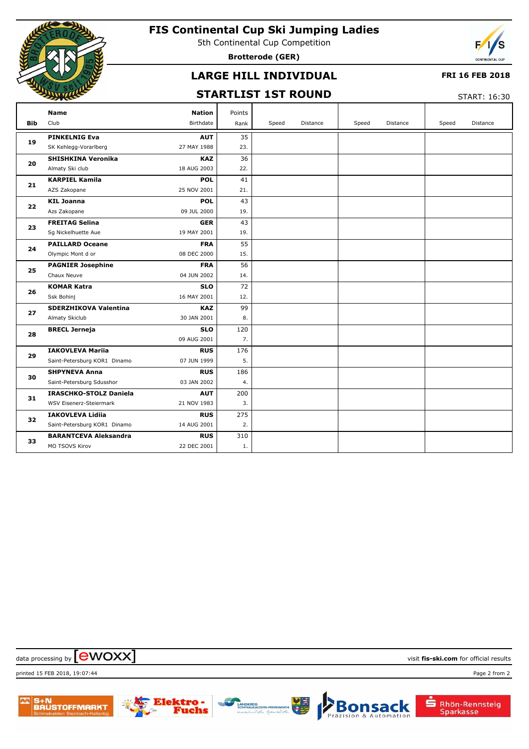# FIS Continental Cup Ski Jumping Ladies

5th Continental Cup Competition

**Brotterode (GER)**

## LARGE HILL INDIVIDUAL

**FRI 16 FEB 2018**

## STARTLIST 1ST ROUND

START: 16:30

| Bib | Name / Club | Nation / Birthdate | Points / Rank | Speed | Distance | Speed | Distance | Speed | Distance |
|---|---|---|---|---|---|---|---|---|---|
| 19 | **PINKELNIG Eva** SK Kehlegg-Vorarlberg | **AUT** 27 MAY 1988 | 35 23. | | | | | | |
| 20 | **SHISHKINA Veronika** Almaty Ski club | **KAZ** 18 AUG 2003 | 36 22. | | | | | | |
| 21 | **KARPIEL Kamila** AZS Zakopane | **POL** 25 NOV 2001 | 41 21. | | | | | | |
| 22 | **KIL Joanna** Azs Zakopane | **POL** 09 JUL 2000 | 43 19. | | | | | | |
| 23 | **FREITAG Selina** Sg Nickelhuette Aue | **GER** 19 MAY 2001 | 43 19. | | | | | | |
| 24 | **PAILLARD Oceane** Olympic Mont d or | **FRA** 08 DEC 2000 | 55 15. | | | | | | |
| 25 | **PAGNIER Josephine** Chaux Neuve | **FRA** 04 JUN 2002 | 56 14. | | | | | | |
| 26 | **KOMAR Katra** Ssk Bohinj | **SLO** 16 MAY 2001 | 72 12. | | | | | | |
| 27 | **SDERZHIKOVA Valentina** Almaty Skiclub | **KAZ** 30 JAN 2001 | 99 8. | | | | | | |
| 28 | **BRECL Jerneja** | **SLO** 09 AUG 2001 | 120 7. | | | | | | |
| 29 | **IAKOVLEVA Mariia** Saint-Petersburg KOR1 Dinamo | **RUS** 07 JUN 1999 | 176 5. | | | | | | |
| 30 | **SHPYNEVA Anna** Saint-Petersburg Sdusshor | **RUS** 03 JAN 2002 | 186 4. | | | | | | |
| 31 | **IRASCHKO-STOLZ Daniela** WSV Eisenerz-Steiermark | **AUT** 21 NOV 1983 | 200 3. | | | | | | |
| 32 | **IAKOVLEVA Lidiia** Saint-Petersburg KOR1 Dinamo | **RUS** 14 AUG 2001 | 275 2. | | | | | | |
| 33 | **BARANTCEVA Aleksandra** MO TSOVS Kirov | **RUS** 22 DEC 2001 | 310 1. | | | | | | |

data processing by ewoxx — visit **fis-ski.com** for official results

printed 15 FEB 2018, 19:07:44